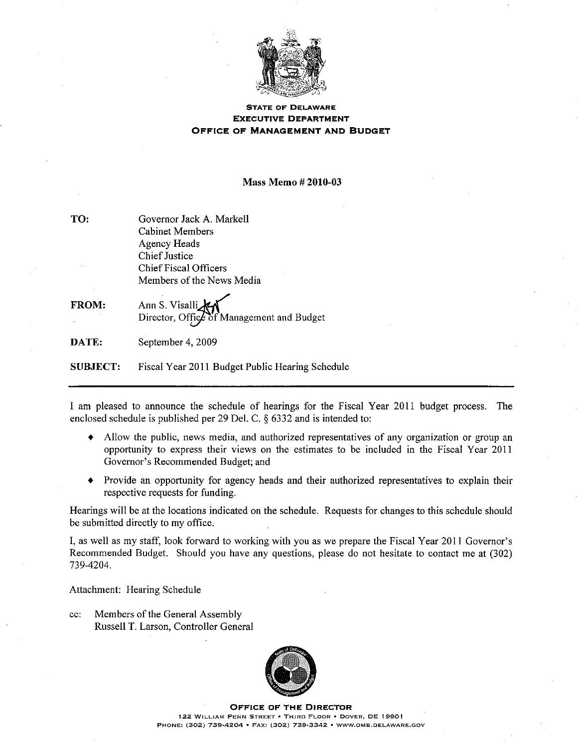**STATE OF DELAWARE**
**EXECUTIVE DEPARTMENT**
**OFFICE OF MANAGEMENT AND BUDGET**

**Mass Memo # 2010-03**

**TO:** Governor Jack A. Markell
Cabinet Members
Agency Heads
Chief Justice
Chief Fiscal Officers
Members of the News Media

**FROM:** Ann S. Visalli
Director, Office of Management and Budget

**DATE:** September 4, 2009

**SUBJECT:** Fiscal Year 2011 Budget Public Hearing Schedule

---

I am pleased to announce the schedule of hearings for the Fiscal Year 2011 budget process. The enclosed schedule is published per 29 Del. C. § 6332 and is intended to:

- Allow the public, news media, and authorized representatives of any organization or group an opportunity to express their views on the estimates to be included in the Fiscal Year 2011 Governor's Recommended Budget; and
- Provide an opportunity for agency heads and their authorized representatives to explain their respective requests for funding.

Hearings will be at the locations indicated on the schedule. Requests for changes to this schedule should be submitted directly to my office.

I, as well as my staff, look forward to working with you as we prepare the Fiscal Year 2011 Governor's Recommended Budget. Should you have any questions, please do not hesitate to contact me at (302) 739-4204.

Attachment: Hearing Schedule

cc: Members of the General Assembly
Russell T. Larson, Controller General

**OFFICE OF THE DIRECTOR**
122 WILLIAM PENN STREET • THIRD FLOOR • DOVER, DE 19901
PHONE: (302) 739-4204 • FAX: (302) 739-3342 • WWW.OMB.DELAWARE.GOV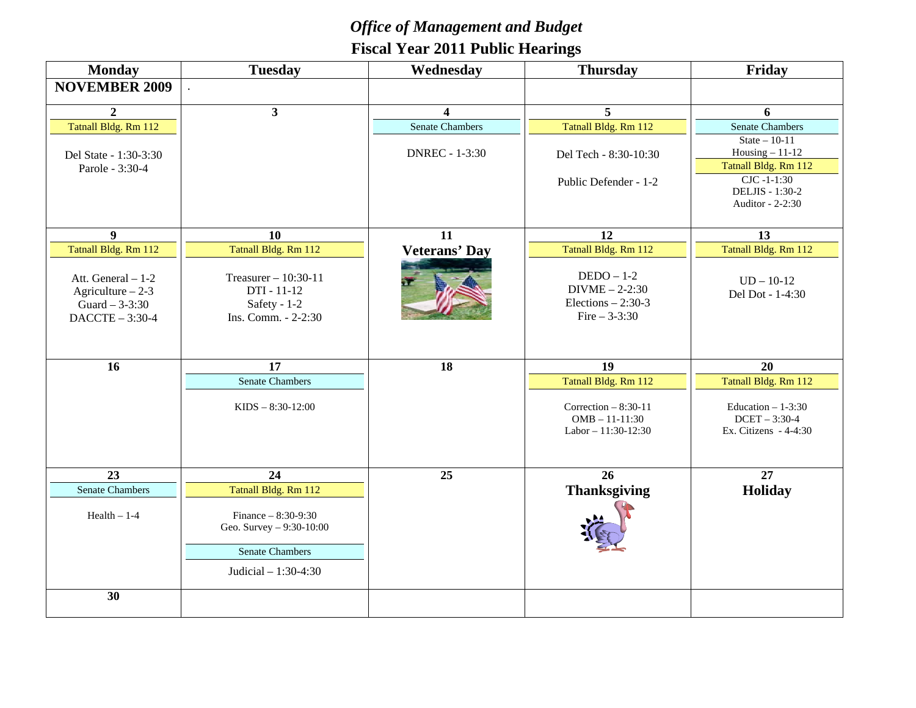*Office of Management and Budget*

**Fiscal Year 2011 Public Hearings**

| Monday | Tuesday | Wednesday | Thursday | Friday |
|---|---|---|---|---|
| **NOVEMBER 2009** | . | | | |
| **2**<br>Tatnall Bldg. Rm 112<br>Del State - 1:30-3:30<br>Parole - 3:30-4 | **3** | **4**<br>Senate Chambers<br>DNREC - 1-3:30 | **5**<br>Tatnall Bldg. Rm 112<br>Del Tech - 8:30-10:30<br>Public Defender - 1-2 | **6**<br>Senate Chambers<br>State – 10-11<br>Housing – 11-12<br>Tatnall Bldg. Rm 112<br>CJC -1-1:30<br>DELJIS - 1:30-2<br>Auditor - 2-2:30 |
| **9**<br>Tatnall Bldg. Rm 112<br>Att. General – 1-2<br>Agriculture – 2-3<br>Guard – 3-3:30<br>DACCTE – 3:30-4 | **10**<br>Tatnall Bldg. Rm 112<br>Treasurer – 10:30-11<br>DTI - 11-12<br>Safety - 1-2<br>Ins. Comm. - 2-2:30 | **11**<br>**Veterans' Day** | **12**<br>Tatnall Bldg. Rm 112<br>DEDO – 1-2<br>DIVME – 2-2:30<br>Elections – 2:30-3<br>Fire – 3-3:30 | **13**<br>Tatnall Bldg. Rm 112<br>UD – 10-12<br>Del Dot - 1-4:30 |
| **16** | **17**<br>Senate Chambers<br>KIDS – 8:30-12:00 | **18** | **19**<br>Tatnall Bldg. Rm 112<br>Correction – 8:30-11<br>OMB – 11-11:30<br>Labor – 11:30-12:30 | **20**<br>Tatnall Bldg. Rm 112<br>Education – 1-3:30<br>DCET – 3:30-4<br>Ex. Citizens - 4-4:30 |
| **23**<br>Senate Chambers<br>Health – 1-4 | **24**<br>Tatnall Bldg. Rm 112<br>Finance – 8:30-9:30<br>Geo. Survey – 9:30-10:00<br>Senate Chambers<br>Judicial – 1:30-4:30 | **25** | **26**<br>**Thanksgiving** | **27**<br>**Holiday** |
| **30** | | | | |